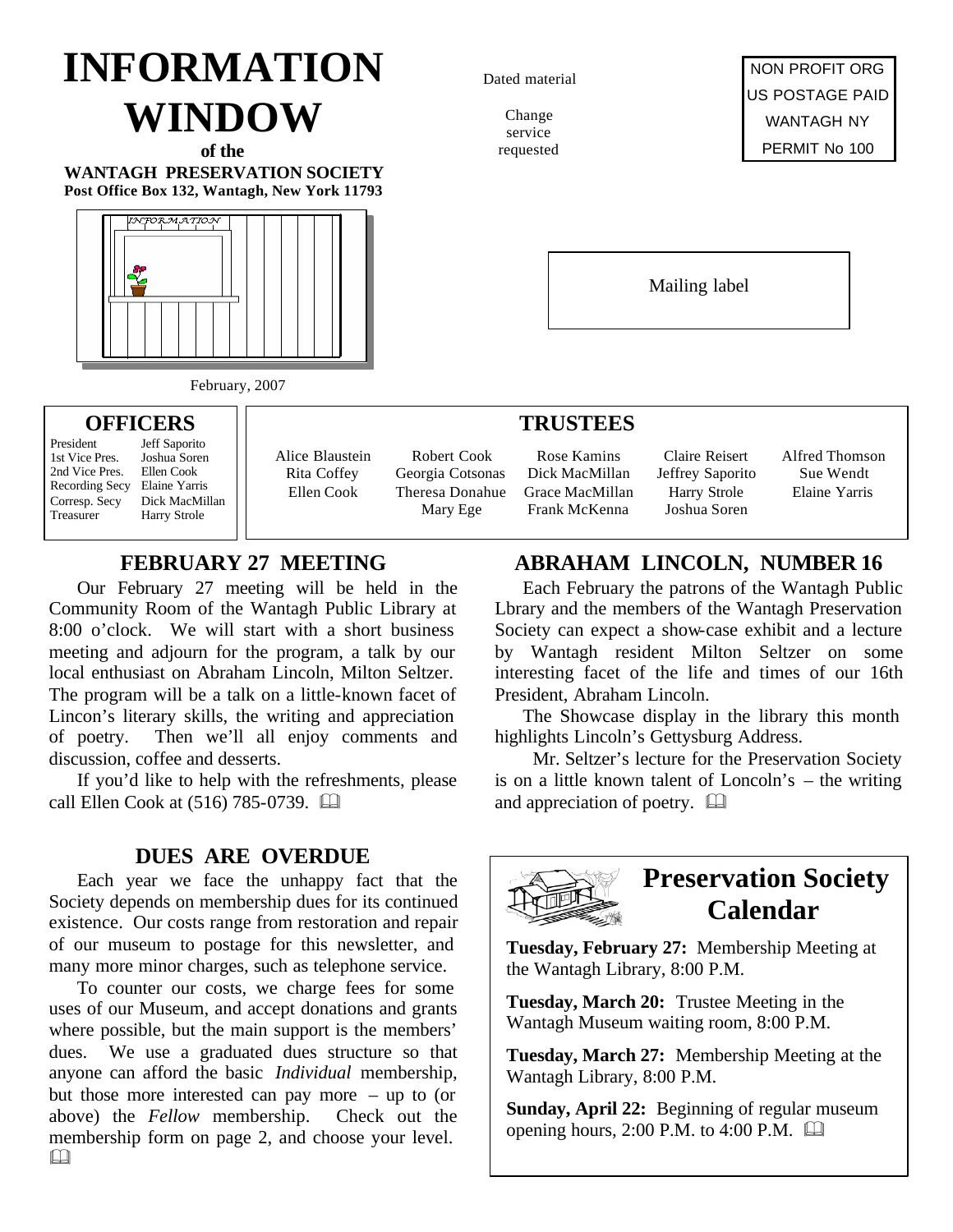# INFORMATION WINDOW

**of the**

**WANTAGH PRESERVATION SOCIETY**

**Post Office Box 132, Wantagh, New York 11793**

Dated material

Change service requested

NON PROFIT ORG
US POSTAGE PAID
WANTAGH NY
PERMIT No 100

Mailing label

February, 2007

## OFFICERS

| | |
|---|---|
| President | Jeff Saporito |
| 1st Vice Pres. | Joshua Soren |
| 2nd Vice Pres. | Ellen Cook |
| Recording Secy | Elaine Yarris |
| Corresp. Secy | Dick MacMillan |
| Treasurer | Harry Strole |

## TRUSTEES

| | | | | |
|---|---|---|---|---|
| Alice Blaustein | Robert Cook | Rose Kamins | Claire Reisert | Alfred Thomson |
| Rita Coffey | Georgia Cotsonas | Dick MacMillan | Jeffrey Saporito | Sue Wendt |
| Ellen Cook | Theresa Donahue | Grace MacMillan | Harry Strole | Elaine Yarris |
| | Mary Ege | Frank McKenna | Joshua Soren | |

## FEBRUARY 27 MEETING

Our February 27 meeting will be held in the Community Room of the Wantagh Public Library at 8:00 o'clock. We will start with a short business meeting and adjourn for the program, a talk by our local enthusiast on Abraham Lincoln, Milton Seltzer. The program will be a talk on a little-known facet of Lincon's literary skills, the writing and appreciation of poetry. Then we'll all enjoy comments and discussion, coffee and desserts.

If you'd like to help with the refreshments, please call Ellen Cook at (516) 785-0739. 🕮

## DUES ARE OVERDUE

Each year we face the unhappy fact that the Society depends on membership dues for its continued existence. Our costs range from restoration and repair of our museum to postage for this newsletter, and many more minor charges, such as telephone service.

To counter our costs, we charge fees for some uses of our Museum, and accept donations and grants where possible, but the main support is the members' dues. We use a graduated dues structure so that anyone can afford the basic *Individual* membership, but those more interested can pay more – up to (or above) the *Fellow* membership. Check out the membership form on page 2, and choose your level. 🕮

## ABRAHAM LINCOLN, NUMBER 16

Each February the patrons of the Wantagh Public Lbrary and the members of the Wantagh Preservation Society can expect a show-case exhibit and a lecture by Wantagh resident Milton Seltzer on some interesting facet of the life and times of our 16th President, Abraham Lincoln.

The Showcase display in the library this month highlights Lincoln's Gettysburg Address.

Mr. Seltzer's lecture for the Preservation Society is on a little known talent of Loncoln's – the writing and appreciation of poetry. 🕮

## Preservation Society Calendar

**Tuesday, February 27:** Membership Meeting at the Wantagh Library, 8:00 P.M.

**Tuesday, March 20:** Trustee Meeting in the Wantagh Museum waiting room, 8:00 P.M.

**Tuesday, March 27:** Membership Meeting at the Wantagh Library, 8:00 P.M.

**Sunday, April 22:** Beginning of regular museum opening hours, 2:00 P.M. to 4:00 P.M. 🕮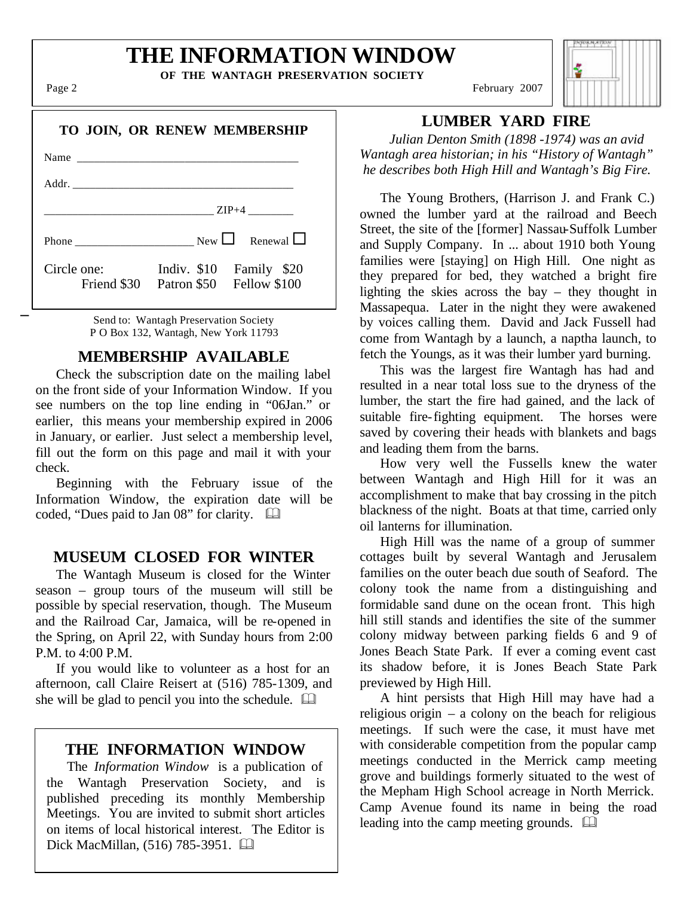# THE INFORMATION WINDOW

**OF THE WANTAGH PRESERVATION SOCIETY**

February 2007

## TO JOIN, OR RENEW MEMBERSHIP

Name ____________________________________

Addr. ____________________________________

____________________________ ZIP+4 ________

Phone ____________________ New ☐ Renewal ☐

Circle one: Indiv. $10 Family $20
Friend $30 Patron $50 Fellow $100

Send to: Wantagh Preservation Society
P O Box 132, Wantagh, New York 11793

## MEMBERSHIP AVAILABLE

Check the subscription date on the mailing label on the front side of your Information Window. If you see numbers on the top line ending in "06Jan." or earlier, this means your membership expired in 2006 in January, or earlier. Just select a membership level, fill out the form on this page and mail it with your check.

Beginning with the February issue of the Information Window, the expiration date will be coded, "Dues paid to Jan 08" for clarity.

## MUSEUM CLOSED FOR WINTER

The Wantagh Museum is closed for the Winter season – group tours of the museum will still be possible by special reservation, though. The Museum and the Railroad Car, Jamaica, will be re-opened in the Spring, on April 22, with Sunday hours from 2:00 P.M. to 4:00 P.M.

If you would like to volunteer as a host for an afternoon, call Claire Reisert at (516) 785-1309, and she will be glad to pencil you into the schedule.

## THE INFORMATION WINDOW

The *Information Window* is a publication of the Wantagh Preservation Society, and is published preceding its monthly Membership Meetings. You are invited to submit short articles on items of local historical interest. The Editor is Dick MacMillan, (516) 785-3951.

## LUMBER YARD FIRE

*Julian Denton Smith (1898 -1974) was an avid Wantagh area historian; in his "History of Wantagh" he describes both High Hill and Wantagh's Big Fire.*

The Young Brothers, (Harrison J. and Frank C.) owned the lumber yard at the railroad and Beech Street, the site of the [former] Nassau-Suffolk Lumber and Supply Company. In ... about 1910 both Young families were [staying] on High Hill. One night as they prepared for bed, they watched a bright fire lighting the skies across the bay – they thought in Massapequa. Later in the night they were awakened by voices calling them. David and Jack Fussell had come from Wantagh by a launch, a naptha launch, to fetch the Youngs, as it was their lumber yard burning.

This was the largest fire Wantagh has had and resulted in a near total loss sue to the dryness of the lumber, the start the fire had gained, and the lack of suitable fire-fighting equipment. The horses were saved by covering their heads with blankets and bags and leading them from the barns.

How very well the Fussells knew the water between Wantagh and High Hill for it was an accomplishment to make that bay crossing in the pitch blackness of the night. Boats at that time, carried only oil lanterns for illumination.

High Hill was the name of a group of summer cottages built by several Wantagh and Jerusalem families on the outer beach due south of Seaford. The colony took the name from a distinguishing and formidable sand dune on the ocean front. This high hill still stands and identifies the site of the summer colony midway between parking fields 6 and 9 of Jones Beach State Park. If ever a coming event cast its shadow before, it is Jones Beach State Park previewed by High Hill.

A hint persists that High Hill may have had a religious origin – a colony on the beach for religious meetings. If such were the case, it must have met with considerable competition from the popular camp meetings conducted in the Merrick camp meeting grove and buildings formerly situated to the west of the Mepham High School acreage in North Merrick. Camp Avenue found its name in being the road leading into the camp meeting grounds.